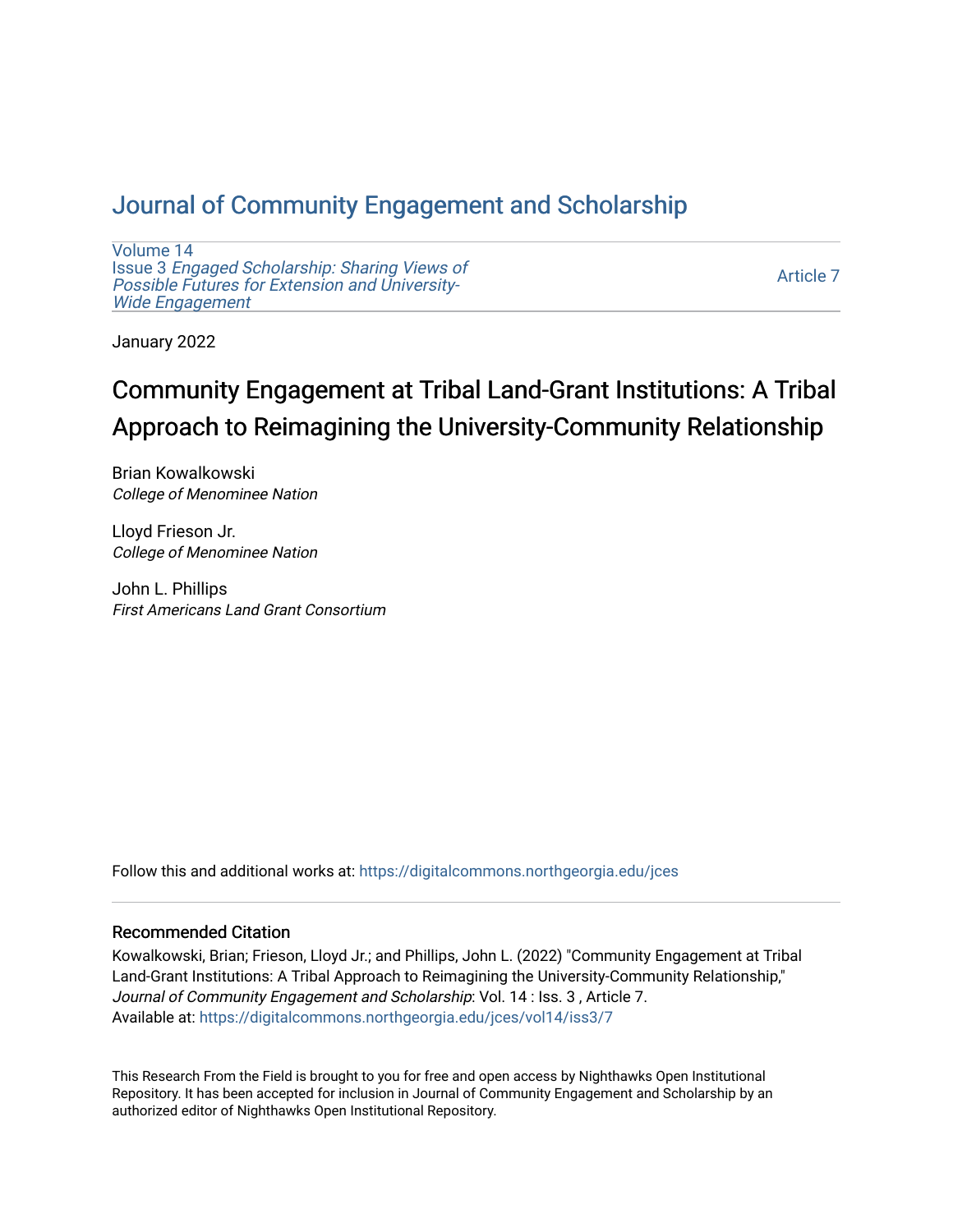# Journal of Community Engagement and Scholarship

Volume 14
Issue 3 *Engaged Scholarship: Sharing Views of Possible Futures for Extension and University-Wide Engagement*

Article 7

January 2022

## Community Engagement at Tribal Land-Grant Institutions: A Tribal Approach to Reimagining the University-Community Relationship

Brian Kowalkowski
*College of Menominee Nation*

Lloyd Frieson Jr.
*College of Menominee Nation*

John L. Phillips
*First Americans Land Grant Consortium*

Follow this and additional works at: https://digitalcommons.northgeorgia.edu/jces

### Recommended Citation

Kowalkowski, Brian; Frieson, Lloyd Jr.; and Phillips, John L. (2022) "Community Engagement at Tribal Land-Grant Institutions: A Tribal Approach to Reimagining the University-Community Relationship," *Journal of Community Engagement and Scholarship*: Vol. 14 : Iss. 3 , Article 7.
Available at: https://digitalcommons.northgeorgia.edu/jces/vol14/iss3/7

This Research From the Field is brought to you for free and open access by Nighthawks Open Institutional Repository. It has been accepted for inclusion in Journal of Community Engagement and Scholarship by an authorized editor of Nighthawks Open Institutional Repository.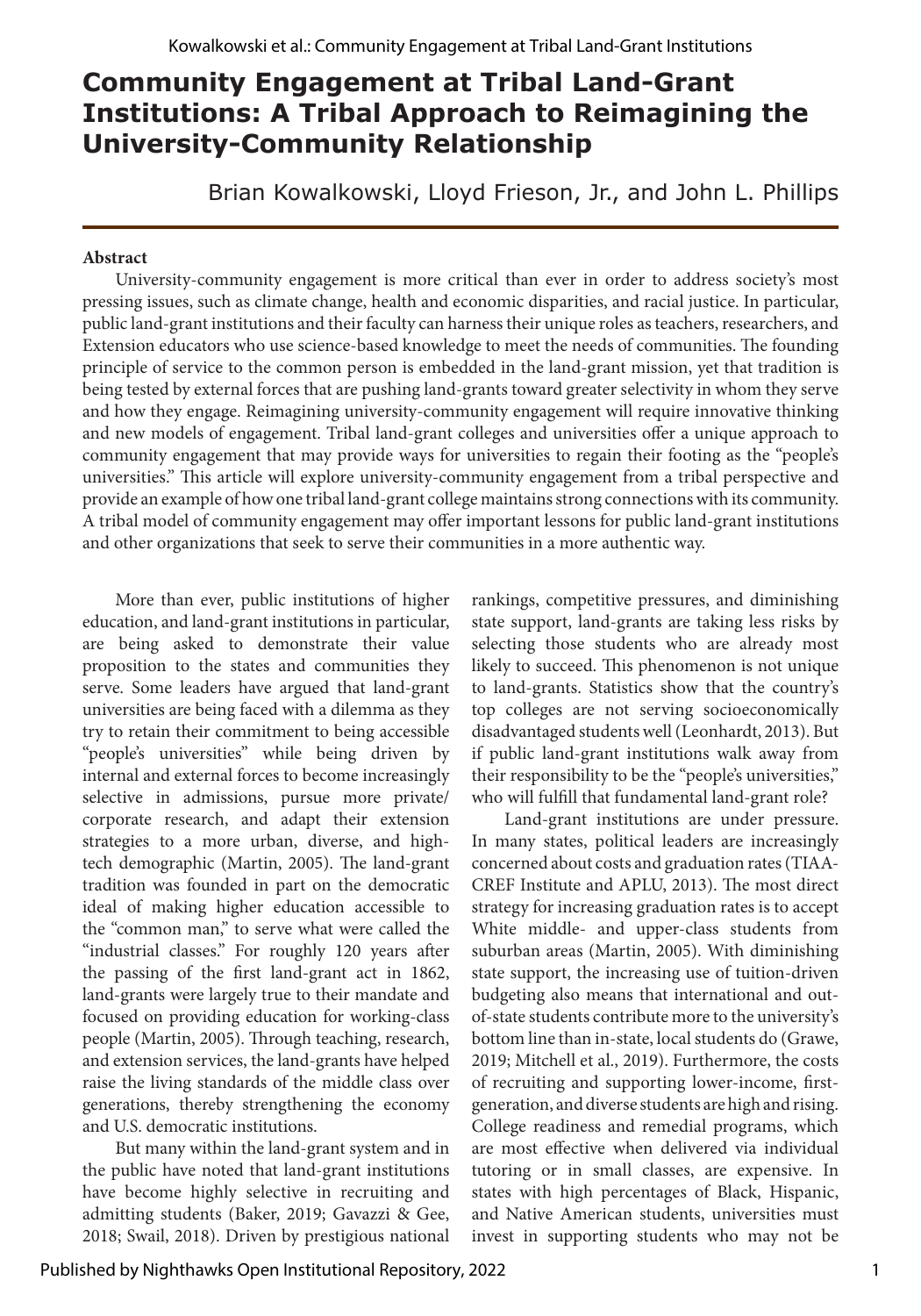# Community Engagement at Tribal Land-Grant Institutions: A Tribal Approach to Reimagining the University-Community Relationship

Brian Kowalkowski, Lloyd Frieson, Jr., and John L. Phillips

**Abstract**

University-community engagement is more critical than ever in order to address society's most pressing issues, such as climate change, health and economic disparities, and racial justice. In particular, public land-grant institutions and their faculty can harness their unique roles as teachers, researchers, and Extension educators who use science-based knowledge to meet the needs of communities. The founding principle of service to the common person is embedded in the land-grant mission, yet that tradition is being tested by external forces that are pushing land-grants toward greater selectivity in whom they serve and how they engage. Reimagining university-community engagement will require innovative thinking and new models of engagement. Tribal land-grant colleges and universities offer a unique approach to community engagement that may provide ways for universities to regain their footing as the "people's universities." This article will explore university-community engagement from a tribal perspective and provide an example of how one tribal land-grant college maintains strong connections with its community. A tribal model of community engagement may offer important lessons for public land-grant institutions and other organizations that seek to serve their communities in a more authentic way.

More than ever, public institutions of higher education, and land-grant institutions in particular, are being asked to demonstrate their value proposition to the states and communities they serve. Some leaders have argued that land-grant universities are being faced with a dilemma as they try to retain their commitment to being accessible "people's universities" while being driven by internal and external forces to become increasingly selective in admissions, pursue more private/corporate research, and adapt their extension strategies to a more urban, diverse, and high-tech demographic (Martin, 2005). The land-grant tradition was founded in part on the democratic ideal of making higher education accessible to the "common man," to serve what were called the "industrial classes." For roughly 120 years after the passing of the first land-grant act in 1862, land-grants were largely true to their mandate and focused on providing education for working-class people (Martin, 2005). Through teaching, research, and extension services, the land-grants have helped raise the living standards of the middle class over generations, thereby strengthening the economy and U.S. democratic institutions.

But many within the land-grant system and in the public have noted that land-grant institutions have become highly selective in recruiting and admitting students (Baker, 2019; Gavazzi & Gee, 2018; Swail, 2018). Driven by prestigious national rankings, competitive pressures, and diminishing state support, land-grants are taking less risks by selecting those students who are already most likely to succeed. This phenomenon is not unique to land-grants. Statistics show that the country's top colleges are not serving socioeconomically disadvantaged students well (Leonhardt, 2013). But if public land-grant institutions walk away from their responsibility to be the "people's universities," who will fulfill that fundamental land-grant role?

Land-grant institutions are under pressure. In many states, political leaders are increasingly concerned about costs and graduation rates (TIAA-CREF Institute and APLU, 2013). The most direct strategy for increasing graduation rates is to accept White middle- and upper-class students from suburban areas (Martin, 2005). With diminishing state support, the increasing use of tuition-driven budgeting also means that international and out-of-state students contribute more to the university's bottom line than in-state, local students do (Grawe, 2019; Mitchell et al., 2019). Furthermore, the costs of recruiting and supporting lower-income, first-generation, and diverse students are high and rising. College readiness and remedial programs, which are most effective when delivered via individual tutoring or in small classes, are expensive. In states with high percentages of Black, Hispanic, and Native American students, universities must invest in supporting students who may not be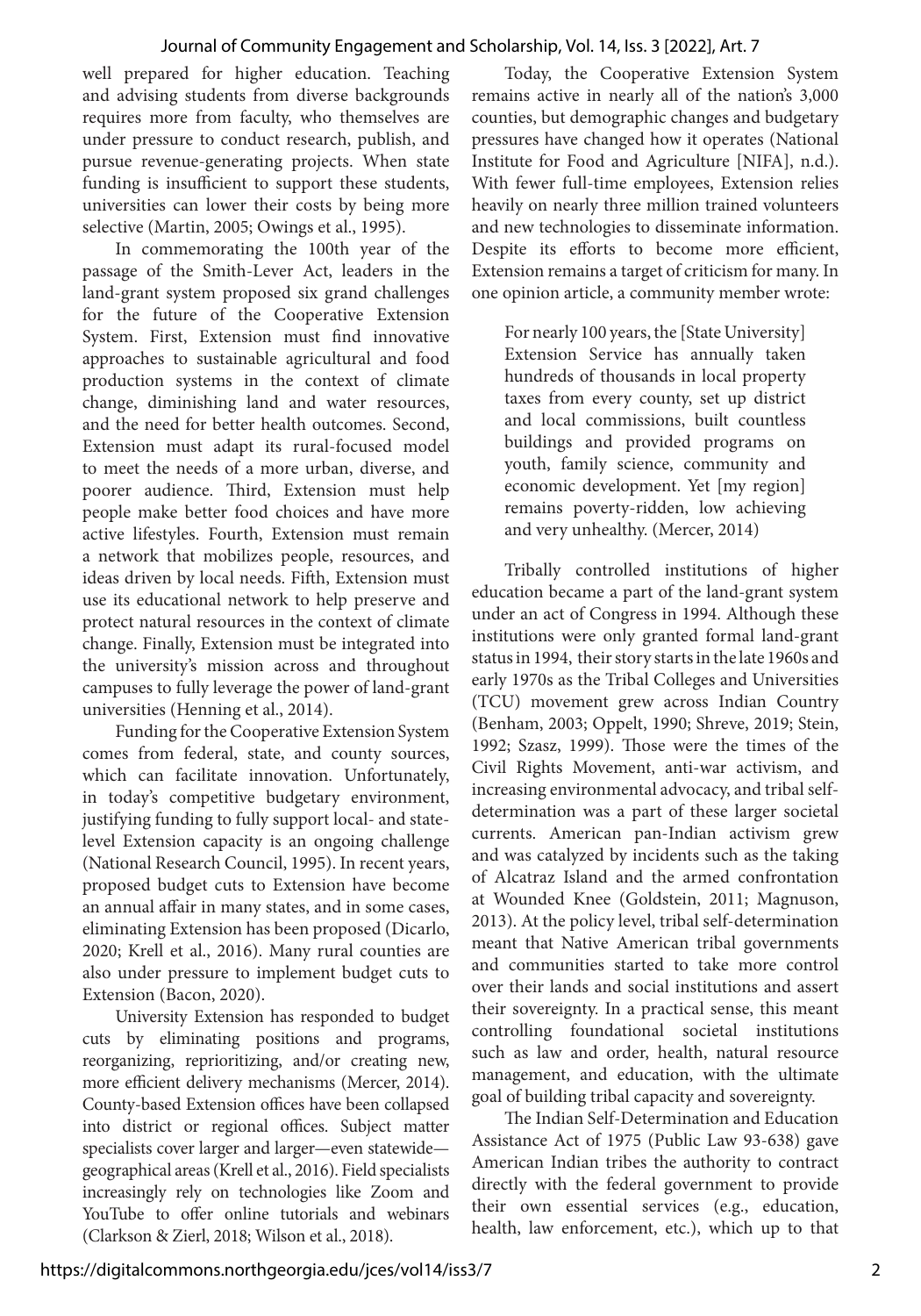well prepared for higher education. Teaching and advising students from diverse backgrounds requires more from faculty, who themselves are under pressure to conduct research, publish, and pursue revenue-generating projects. When state funding is insufficient to support these students, universities can lower their costs by being more selective (Martin, 2005; Owings et al., 1995).

In commemorating the 100th year of the passage of the Smith-Lever Act, leaders in the land-grant system proposed six grand challenges for the future of the Cooperative Extension System. First, Extension must find innovative approaches to sustainable agricultural and food production systems in the context of climate change, diminishing land and water resources, and the need for better health outcomes. Second, Extension must adapt its rural-focused model to meet the needs of a more urban, diverse, and poorer audience. Third, Extension must help people make better food choices and have more active lifestyles. Fourth, Extension must remain a network that mobilizes people, resources, and ideas driven by local needs. Fifth, Extension must use its educational network to help preserve and protect natural resources in the context of climate change. Finally, Extension must be integrated into the university's mission across and throughout campuses to fully leverage the power of land-grant universities (Henning et al., 2014).

Funding for the Cooperative Extension System comes from federal, state, and county sources, which can facilitate innovation. Unfortunately, in today's competitive budgetary environment, justifying funding to fully support local- and state-level Extension capacity is an ongoing challenge (National Research Council, 1995). In recent years, proposed budget cuts to Extension have become an annual affair in many states, and in some cases, eliminating Extension has been proposed (Dicarlo, 2020; Krell et al., 2016). Many rural counties are also under pressure to implement budget cuts to Extension (Bacon, 2020).

University Extension has responded to budget cuts by eliminating positions and programs, reorganizing, reprioritizing, and/or creating new, more efficient delivery mechanisms (Mercer, 2014). County-based Extension offices have been collapsed into district or regional offices. Subject matter specialists cover larger and larger—even statewide—geographical areas (Krell et al., 2016). Field specialists increasingly rely on technologies like Zoom and YouTube to offer online tutorials and webinars (Clarkson & Zierl, 2018; Wilson et al., 2018).

Today, the Cooperative Extension System remains active in nearly all of the nation's 3,000 counties, but demographic changes and budgetary pressures have changed how it operates (National Institute for Food and Agriculture [NIFA], n.d.). With fewer full-time employees, Extension relies heavily on nearly three million trained volunteers and new technologies to disseminate information. Despite its efforts to become more efficient, Extension remains a target of criticism for many. In one opinion article, a community member wrote:

> For nearly 100 years, the [State University] Extension Service has annually taken hundreds of thousands in local property taxes from every county, set up district and local commissions, built countless buildings and provided programs on youth, family science, community and economic development. Yet [my region] remains poverty-ridden, low achieving and very unhealthy. (Mercer, 2014)

Tribally controlled institutions of higher education became a part of the land-grant system under an act of Congress in 1994. Although these institutions were only granted formal land-grant status in 1994, their story starts in the late 1960s and early 1970s as the Tribal Colleges and Universities (TCU) movement grew across Indian Country (Benham, 2003; Oppelt, 1990; Shreve, 2019; Stein, 1992; Szasz, 1999). Those were the times of the Civil Rights Movement, anti-war activism, and increasing environmental advocacy, and tribal self-determination was a part of these larger societal currents. American pan-Indian activism grew and was catalyzed by incidents such as the taking of Alcatraz Island and the armed confrontation at Wounded Knee (Goldstein, 2011; Magnuson, 2013). At the policy level, tribal self-determination meant that Native American tribal governments and communities started to take more control over their lands and social institutions and assert their sovereignty. In a practical sense, this meant controlling foundational societal institutions such as law and order, health, natural resource management, and education, with the ultimate goal of building tribal capacity and sovereignty.

The Indian Self-Determination and Education Assistance Act of 1975 (Public Law 93-638) gave American Indian tribes the authority to contract directly with the federal government to provide their own essential services (e.g., education, health, law enforcement, etc.), which up to that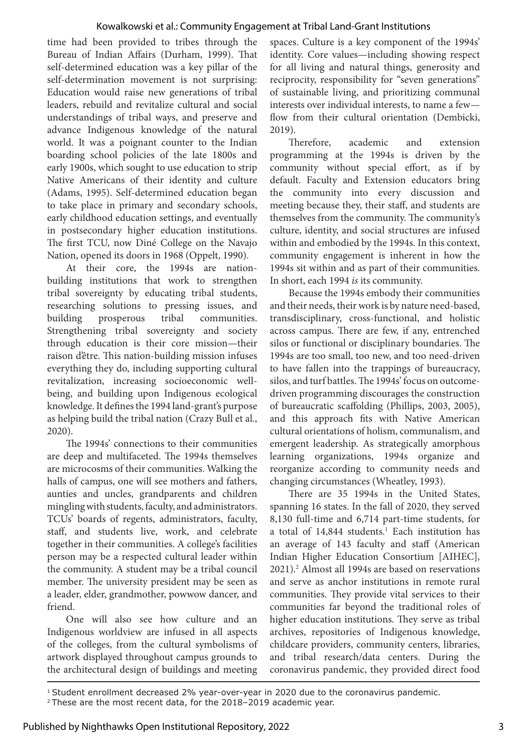time had been provided to tribes through the Bureau of Indian Affairs (Durham, 1999). That self-determined education was a key pillar of the self-determination movement is not surprising: Education would raise new generations of tribal leaders, rebuild and revitalize cultural and social understandings of tribal ways, and preserve and advance Indigenous knowledge of the natural world. It was a poignant counter to the Indian boarding school policies of the late 1800s and early 1900s, which sought to use education to strip Native Americans of their identity and culture (Adams, 1995). Self-determined education began to take place in primary and secondary schools, early childhood education settings, and eventually in postsecondary higher education institutions. The first TCU, now Diné College on the Navajo Nation, opened its doors in 1968 (Oppelt, 1990).

At their core, the 1994s are nation-building institutions that work to strengthen tribal sovereignty by educating tribal students, researching solutions to pressing issues, and building prosperous tribal communities. Strengthening tribal sovereignty and society through education is their core mission—their raison d'être. This nation-building mission infuses everything they do, including supporting cultural revitalization, increasing socioeconomic well-being, and building upon Indigenous ecological knowledge. It defines the 1994 land-grant's purpose as helping build the tribal nation (Crazy Bull et al., 2020).

The 1994s' connections to their communities are deep and multifaceted. The 1994s themselves are microcosms of their communities. Walking the halls of campus, one will see mothers and fathers, aunties and uncles, grandparents and children mingling with students, faculty, and administrators. TCUs' boards of regents, administrators, faculty, staff, and students live, work, and celebrate together in their communities. A college's facilities person may be a respected cultural leader within the community. A student may be a tribal council member. The university president may be seen as a leader, elder, grandmother, powwow dancer, and friend.

One will also see how culture and an Indigenous worldview are infused in all aspects of the colleges, from the cultural symbolisms of artwork displayed throughout campus grounds to the architectural design of buildings and meeting spaces. Culture is a key component of the 1994s' identity. Core values—including showing respect for all living and natural things, generosity and reciprocity, responsibility for "seven generations" of sustainable living, and prioritizing communal interests over individual interests, to name a few—flow from their cultural orientation (Dembicki, 2019).

Therefore, academic and extension programming at the 1994s is driven by the community without special effort, as if by default. Faculty and Extension educators bring the community into every discussion and meeting because they, their staff, and students are themselves from the community. The community's culture, identity, and social structures are infused within and embodied by the 1994s. In this context, community engagement is inherent in how the 1994s sit within and as part of their communities. In short, each 1994 *is* its community.

Because the 1994s embody their communities and their needs, their work is by nature need-based, transdisciplinary, cross-functional, and holistic across campus. There are few, if any, entrenched silos or functional or disciplinary boundaries. The 1994s are too small, too new, and too need-driven to have fallen into the trappings of bureaucracy, silos, and turf battles. The 1994s' focus on outcome-driven programming discourages the construction of bureaucratic scaffolding (Phillips, 2003, 2005), and this approach fits with Native American cultural orientations of holism, communalism, and emergent leadership. As strategically amorphous learning organizations, 1994s organize and reorganize according to community needs and changing circumstances (Wheatley, 1993).

There are 35 1994s in the United States, spanning 16 states. In the fall of 2020, they served 8,130 full-time and 6,714 part-time students, for a total of 14,844 students.[1] Each institution has an average of 143 faculty and staff (American Indian Higher Education Consortium [AIHEC], 2021).[2] Almost all 1994s are based on reservations and serve as anchor institutions in remote rural communities. They provide vital services to their communities far beyond the traditional roles of higher education institutions. They serve as tribal archives, repositories of Indigenous knowledge, childcare providers, community centers, libraries, and tribal research/data centers. During the coronavirus pandemic, they provided direct food

[1] Student enrollment decreased 2% year-over-year in 2020 due to the coronavirus pandemic.

[2] These are the most recent data, for the 2018–2019 academic year.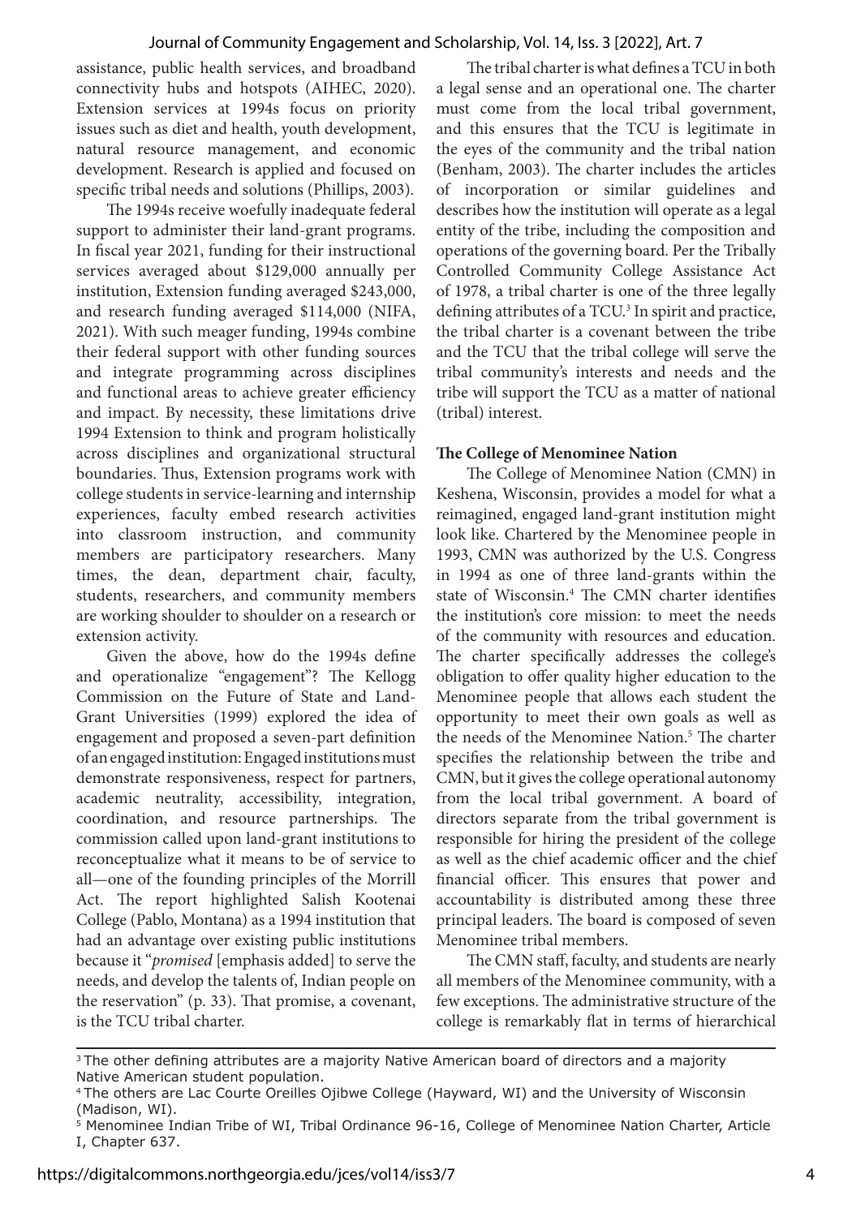assistance, public health services, and broadband connectivity hubs and hotspots (AIHEC, 2020). Extension services at 1994s focus on priority issues such as diet and health, youth development, natural resource management, and economic development. Research is applied and focused on specific tribal needs and solutions (Phillips, 2003).

The 1994s receive woefully inadequate federal support to administer their land-grant programs. In fiscal year 2021, funding for their instructional services averaged about $129,000 annually per institution, Extension funding averaged $243,000, and research funding averaged $114,000 (NIFA, 2021). With such meager funding, 1994s combine their federal support with other funding sources and integrate programming across disciplines and functional areas to achieve greater efficiency and impact. By necessity, these limitations drive 1994 Extension to think and program holistically across disciplines and organizational structural boundaries. Thus, Extension programs work with college students in service-learning and internship experiences, faculty embed research activities into classroom instruction, and community members are participatory researchers. Many times, the dean, department chair, faculty, students, researchers, and community members are working shoulder to shoulder on a research or extension activity.

Given the above, how do the 1994s define and operationalize "engagement"? The Kellogg Commission on the Future of State and Land-Grant Universities (1999) explored the idea of engagement and proposed a seven-part definition of an engaged institution: Engaged institutions must demonstrate responsiveness, respect for partners, academic neutrality, accessibility, integration, coordination, and resource partnerships. The commission called upon land-grant institutions to reconceptualize what it means to be of service to all—one of the founding principles of the Morrill Act. The report highlighted Salish Kootenai College (Pablo, Montana) as a 1994 institution that had an advantage over existing public institutions because it "*promised* [emphasis added] to serve the needs, and develop the talents of, Indian people on the reservation" (p. 33). That promise, a covenant, is the TCU tribal charter.

The tribal charter is what defines a TCU in both a legal sense and an operational one. The charter must come from the local tribal government, and this ensures that the TCU is legitimate in the eyes of the community and the tribal nation (Benham, 2003). The charter includes the articles of incorporation or similar guidelines and describes how the institution will operate as a legal entity of the tribe, including the composition and operations of the governing board. Per the Tribally Controlled Community College Assistance Act of 1978, a tribal charter is one of the three legally defining attributes of a TCU.[3] In spirit and practice, the tribal charter is a covenant between the tribe and the TCU that the tribal college will serve the tribal community's interests and needs and the tribe will support the TCU as a matter of national (tribal) interest.

**The College of Menominee Nation**

The College of Menominee Nation (CMN) in Keshena, Wisconsin, provides a model for what a reimagined, engaged land-grant institution might look like. Chartered by the Menominee people in 1993, CMN was authorized by the U.S. Congress in 1994 as one of three land-grants within the state of Wisconsin.[4] The CMN charter identifies the institution's core mission: to meet the needs of the community with resources and education. The charter specifically addresses the college's obligation to offer quality higher education to the Menominee people that allows each student the opportunity to meet their own goals as well as the needs of the Menominee Nation.[5] The charter specifies the relationship between the tribe and CMN, but it gives the college operational autonomy from the local tribal government. A board of directors separate from the tribal government is responsible for hiring the president of the college as well as the chief academic officer and the chief financial officer. This ensures that power and accountability is distributed among these three principal leaders. The board is composed of seven Menominee tribal members.

The CMN staff, faculty, and students are nearly all members of the Menominee community, with a few exceptions. The administrative structure of the college is remarkably flat in terms of hierarchical

---

[3] The other defining attributes are a majority Native American board of directors and a majority Native American student population.

[4] The others are Lac Courte Oreilles Ojibwe College (Hayward, WI) and the University of Wisconsin (Madison, WI).

[5] Menominee Indian Tribe of WI, Tribal Ordinance 96-16, College of Menominee Nation Charter, Article I, Chapter 637.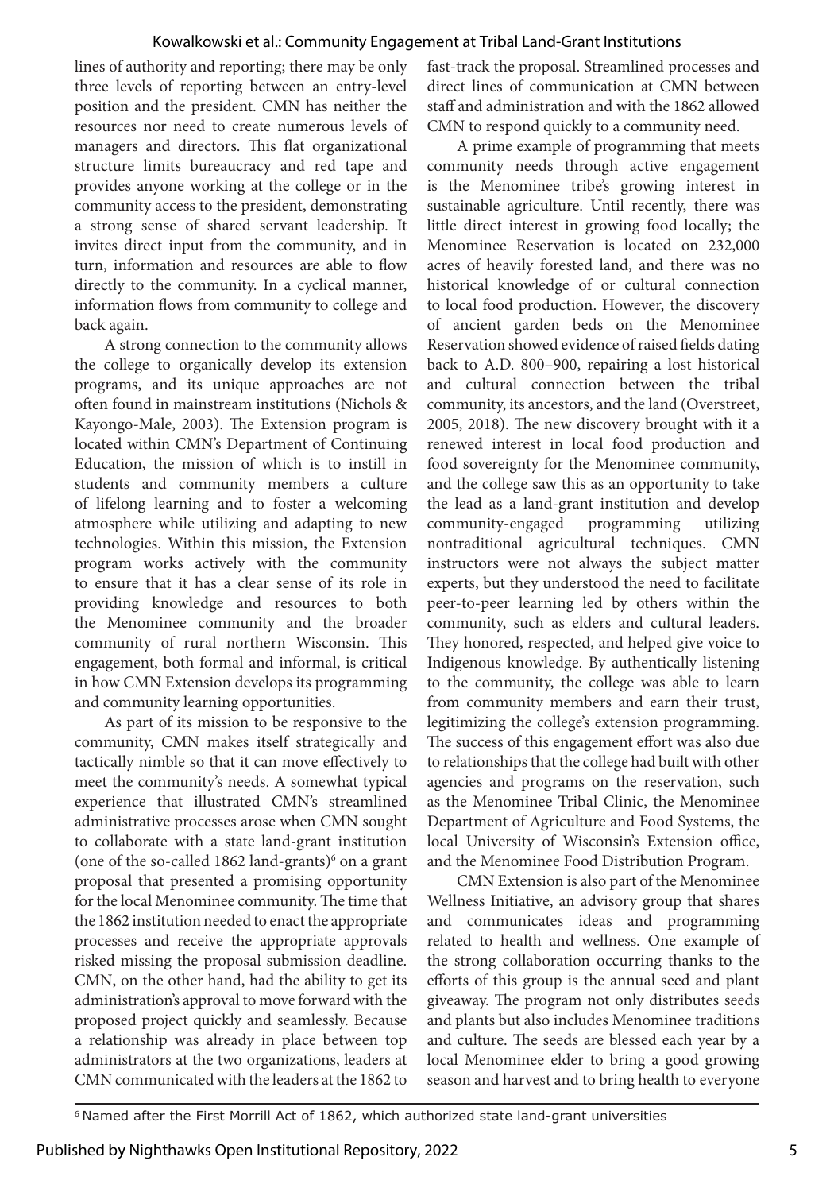lines of authority and reporting; there may be only three levels of reporting between an entry-level position and the president. CMN has neither the resources nor need to create numerous levels of managers and directors. This flat organizational structure limits bureaucracy and red tape and provides anyone working at the college or in the community access to the president, demonstrating a strong sense of shared servant leadership. It invites direct input from the community, and in turn, information and resources are able to flow directly to the community. In a cyclical manner, information flows from community to college and back again.

A strong connection to the community allows the college to organically develop its extension programs, and its unique approaches are not often found in mainstream institutions (Nichols & Kayongo-Male, 2003). The Extension program is located within CMN's Department of Continuing Education, the mission of which is to instill in students and community members a culture of lifelong learning and to foster a welcoming atmosphere while utilizing and adapting to new technologies. Within this mission, the Extension program works actively with the community to ensure that it has a clear sense of its role in providing knowledge and resources to both the Menominee community and the broader community of rural northern Wisconsin. This engagement, both formal and informal, is critical in how CMN Extension develops its programming and community learning opportunities.

As part of its mission to be responsive to the community, CMN makes itself strategically and tactically nimble so that it can move effectively to meet the community's needs. A somewhat typical experience that illustrated CMN's streamlined administrative processes arose when CMN sought to collaborate with a state land-grant institution (one of the so-called 1862 land-grants)[6] on a grant proposal that presented a promising opportunity for the local Menominee community. The time that the 1862 institution needed to enact the appropriate processes and receive the appropriate approvals risked missing the proposal submission deadline. CMN, on the other hand, had the ability to get its administration's approval to move forward with the proposed project quickly and seamlessly. Because a relationship was already in place between top administrators at the two organizations, leaders at CMN communicated with the leaders at the 1862 to fast-track the proposal. Streamlined processes and direct lines of communication at CMN between staff and administration and with the 1862 allowed CMN to respond quickly to a community need.

A prime example of programming that meets community needs through active engagement is the Menominee tribe's growing interest in sustainable agriculture. Until recently, there was little direct interest in growing food locally; the Menominee Reservation is located on 232,000 acres of heavily forested land, and there was no historical knowledge of or cultural connection to local food production. However, the discovery of ancient garden beds on the Menominee Reservation showed evidence of raised fields dating back to A.D. 800–900, repairing a lost historical and cultural connection between the tribal community, its ancestors, and the land (Overstreet, 2005, 2018). The new discovery brought with it a renewed interest in local food production and food sovereignty for the Menominee community, and the college saw this as an opportunity to take the lead as a land-grant institution and develop community-engaged programming utilizing nontraditional agricultural techniques. CMN instructors were not always the subject matter experts, but they understood the need to facilitate peer-to-peer learning led by others within the community, such as elders and cultural leaders. They honored, respected, and helped give voice to Indigenous knowledge. By authentically listening to the community, the college was able to learn from community members and earn their trust, legitimizing the college's extension programming. The success of this engagement effort was also due to relationships that the college had built with other agencies and programs on the reservation, such as the Menominee Tribal Clinic, the Menominee Department of Agriculture and Food Systems, the local University of Wisconsin's Extension office, and the Menominee Food Distribution Program.

CMN Extension is also part of the Menominee Wellness Initiative, an advisory group that shares and communicates ideas and programming related to health and wellness. One example of the strong collaboration occurring thanks to the efforts of this group is the annual seed and plant giveaway. The program not only distributes seeds and plants but also includes Menominee traditions and culture. The seeds are blessed each year by a local Menominee elder to bring a good growing season and harvest and to bring health to everyone

[6] Named after the First Morrill Act of 1862, which authorized state land-grant universities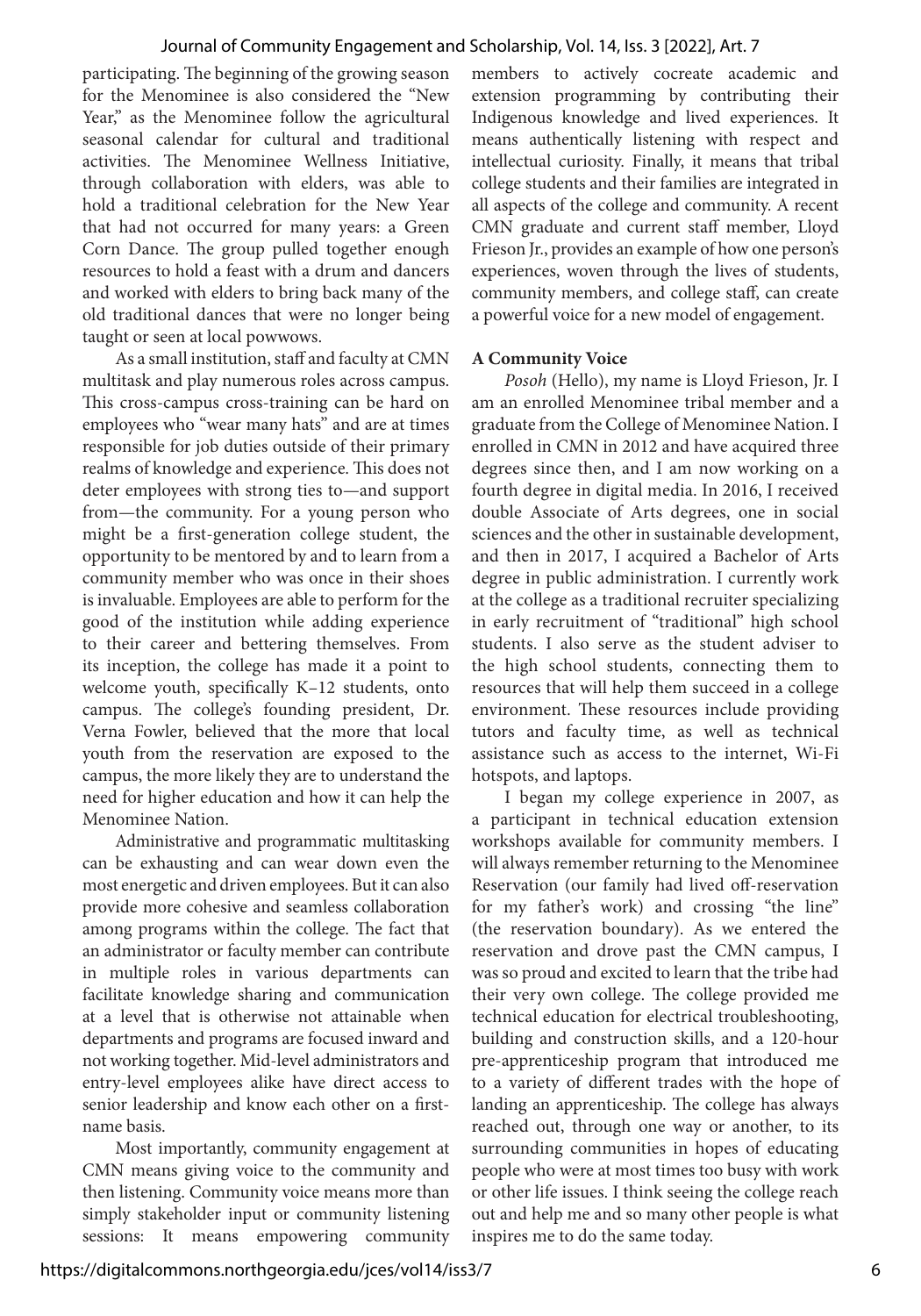participating. The beginning of the growing season for the Menominee is also considered the "New Year," as the Menominee follow the agricultural seasonal calendar for cultural and traditional activities. The Menominee Wellness Initiative, through collaboration with elders, was able to hold a traditional celebration for the New Year that had not occurred for many years: a Green Corn Dance. The group pulled together enough resources to hold a feast with a drum and dancers and worked with elders to bring back many of the old traditional dances that were no longer being taught or seen at local powwows.

As a small institution, staff and faculty at CMN multitask and play numerous roles across campus. This cross-campus cross-training can be hard on employees who "wear many hats" and are at times responsible for job duties outside of their primary realms of knowledge and experience. This does not deter employees with strong ties to—and support from—the community. For a young person who might be a first-generation college student, the opportunity to be mentored by and to learn from a community member who was once in their shoes is invaluable. Employees are able to perform for the good of the institution while adding experience to their career and bettering themselves. From its inception, the college has made it a point to welcome youth, specifically K–12 students, onto campus. The college's founding president, Dr. Verna Fowler, believed that the more that local youth from the reservation are exposed to the campus, the more likely they are to understand the need for higher education and how it can help the Menominee Nation.

Administrative and programmatic multitasking can be exhausting and can wear down even the most energetic and driven employees. But it can also provide more cohesive and seamless collaboration among programs within the college. The fact that an administrator or faculty member can contribute in multiple roles in various departments can facilitate knowledge sharing and communication at a level that is otherwise not attainable when departments and programs are focused inward and not working together. Mid-level administrators and entry-level employees alike have direct access to senior leadership and know each other on a first-name basis.

Most importantly, community engagement at CMN means giving voice to the community and then listening. Community voice means more than simply stakeholder input or community listening sessions: It means empowering community members to actively cocreate academic and extension programming by contributing their Indigenous knowledge and lived experiences. It means authentically listening with respect and intellectual curiosity. Finally, it means that tribal college students and their families are integrated in all aspects of the college and community. A recent CMN graduate and current staff member, Lloyd Frieson Jr., provides an example of how one person's experiences, woven through the lives of students, community members, and college staff, can create a powerful voice for a new model of engagement.

**A Community Voice**

*Posoh* (Hello), my name is Lloyd Frieson, Jr. I am an enrolled Menominee tribal member and a graduate from the College of Menominee Nation. I enrolled in CMN in 2012 and have acquired three degrees since then, and I am now working on a fourth degree in digital media. In 2016, I received double Associate of Arts degrees, one in social sciences and the other in sustainable development, and then in 2017, I acquired a Bachelor of Arts degree in public administration. I currently work at the college as a traditional recruiter specializing in early recruitment of "traditional" high school students. I also serve as the student adviser to the high school students, connecting them to resources that will help them succeed in a college environment. These resources include providing tutors and faculty time, as well as technical assistance such as access to the internet, Wi-Fi hotspots, and laptops.

I began my college experience in 2007, as a participant in technical education extension workshops available for community members. I will always remember returning to the Menominee Reservation (our family had lived off-reservation for my father's work) and crossing "the line" (the reservation boundary). As we entered the reservation and drove past the CMN campus, I was so proud and excited to learn that the tribe had their very own college. The college provided me technical education for electrical troubleshooting, building and construction skills, and a 120-hour pre-apprenticeship program that introduced me to a variety of different trades with the hope of landing an apprenticeship. The college has always reached out, through one way or another, to its surrounding communities in hopes of educating people who were at most times too busy with work or other life issues. I think seeing the college reach out and help me and so many other people is what inspires me to do the same today.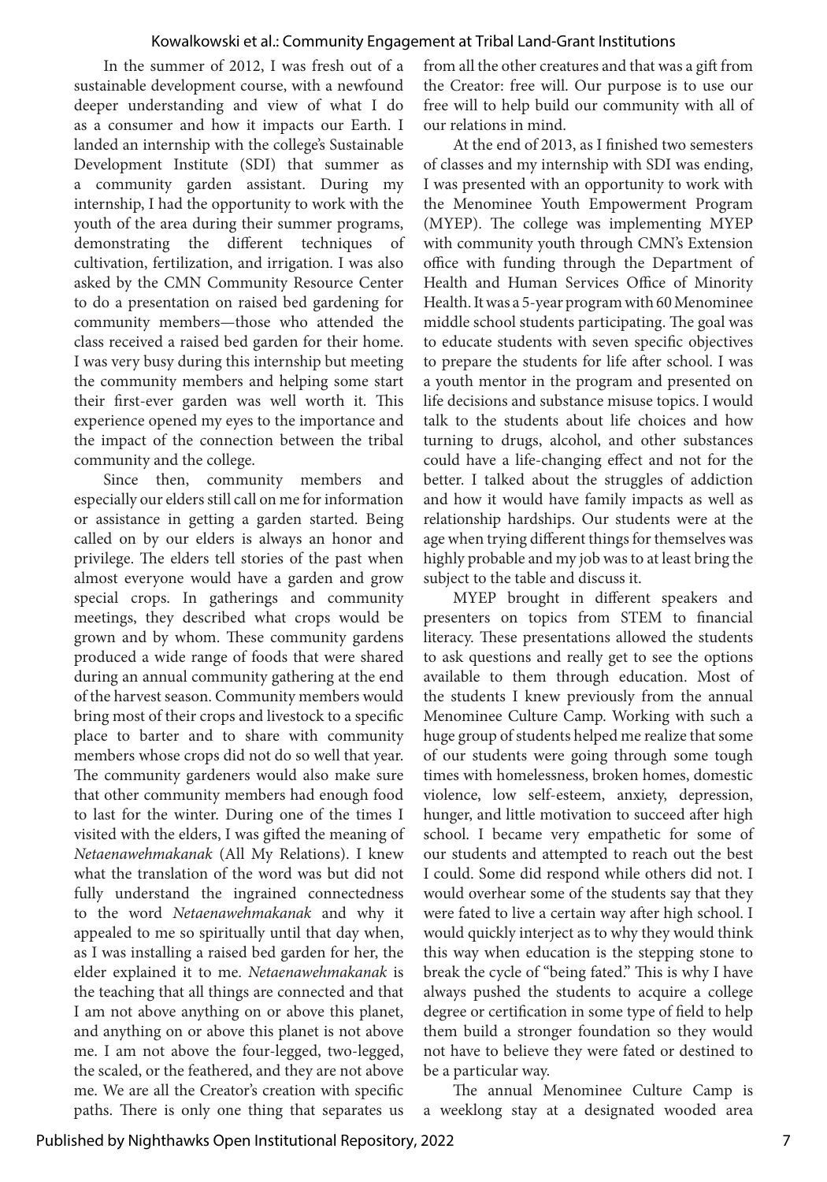In the summer of 2012, I was fresh out of a sustainable development course, with a newfound deeper understanding and view of what I do as a consumer and how it impacts our Earth. I landed an internship with the college's Sustainable Development Institute (SDI) that summer as a community garden assistant. During my internship, I had the opportunity to work with the youth of the area during their summer programs, demonstrating the different techniques of cultivation, fertilization, and irrigation. I was also asked by the CMN Community Resource Center to do a presentation on raised bed gardening for community members—those who attended the class received a raised bed garden for their home. I was very busy during this internship but meeting the community members and helping some start their first-ever garden was well worth it. This experience opened my eyes to the importance and the impact of the connection between the tribal community and the college.

Since then, community members and especially our elders still call on me for information or assistance in getting a garden started. Being called on by our elders is always an honor and privilege. The elders tell stories of the past when almost everyone would have a garden and grow special crops. In gatherings and community meetings, they described what crops would be grown and by whom. These community gardens produced a wide range of foods that were shared during an annual community gathering at the end of the harvest season. Community members would bring most of their crops and livestock to a specific place to barter and to share with community members whose crops did not do so well that year. The community gardeners would also make sure that other community members had enough food to last for the winter. During one of the times I visited with the elders, I was gifted the meaning of *Netaenawehmakanak* (All My Relations). I knew what the translation of the word was but did not fully understand the ingrained connectedness to the word *Netaenawehmakanak* and why it appealed to me so spiritually until that day when, as I was installing a raised bed garden for her, the elder explained it to me. *Netaenawehmakanak* is the teaching that all things are connected and that I am not above anything on or above this planet, and anything on or above this planet is not above me. I am not above the four-legged, two-legged, the scaled, or the feathered, and they are not above me. We are all the Creator's creation with specific paths. There is only one thing that separates us from all the other creatures and that was a gift from the Creator: free will. Our purpose is to use our free will to help build our community with all of our relations in mind.

At the end of 2013, as I finished two semesters of classes and my internship with SDI was ending, I was presented with an opportunity to work with the Menominee Youth Empowerment Program (MYEP). The college was implementing MYEP with community youth through CMN's Extension office with funding through the Department of Health and Human Services Office of Minority Health. It was a 5-year program with 60 Menominee middle school students participating. The goal was to educate students with seven specific objectives to prepare the students for life after school. I was a youth mentor in the program and presented on life decisions and substance misuse topics. I would talk to the students about life choices and how turning to drugs, alcohol, and other substances could have a life-changing effect and not for the better. I talked about the struggles of addiction and how it would have family impacts as well as relationship hardships. Our students were at the age when trying different things for themselves was highly probable and my job was to at least bring the subject to the table and discuss it.

MYEP brought in different speakers and presenters on topics from STEM to financial literacy. These presentations allowed the students to ask questions and really get to see the options available to them through education. Most of the students I knew previously from the annual Menominee Culture Camp. Working with such a huge group of students helped me realize that some of our students were going through some tough times with homelessness, broken homes, domestic violence, low self-esteem, anxiety, depression, hunger, and little motivation to succeed after high school. I became very empathetic for some of our students and attempted to reach out the best I could. Some did respond while others did not. I would overhear some of the students say that they were fated to live a certain way after high school. I would quickly interject as to why they would think this way when education is the stepping stone to break the cycle of "being fated." This is why I have always pushed the students to acquire a college degree or certification in some type of field to help them build a stronger foundation so they would not have to believe they were fated or destined to be a particular way.

The annual Menominee Culture Camp is a weeklong stay at a designated wooded area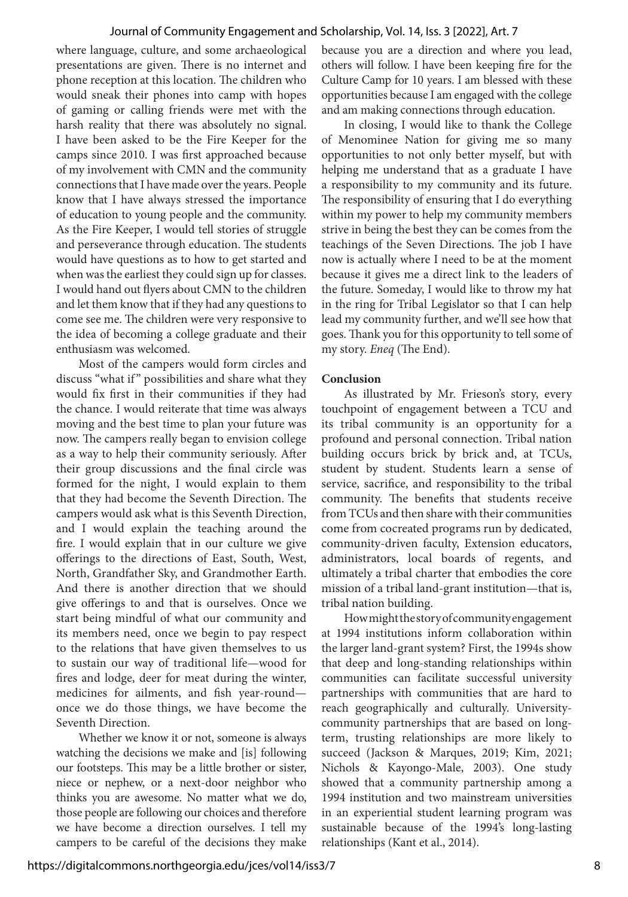where language, culture, and some archaeological presentations are given. There is no internet and phone reception at this location. The children who would sneak their phones into camp with hopes of gaming or calling friends were met with the harsh reality that there was absolutely no signal. I have been asked to be the Fire Keeper for the camps since 2010. I was first approached because of my involvement with CMN and the community connections that I have made over the years. People know that I have always stressed the importance of education to young people and the community. As the Fire Keeper, I would tell stories of struggle and perseverance through education. The students would have questions as to how to get started and when was the earliest they could sign up for classes. I would hand out flyers about CMN to the children and let them know that if they had any questions to come see me. The children were very responsive to the idea of becoming a college graduate and their enthusiasm was welcomed.

Most of the campers would form circles and discuss "what if" possibilities and share what they would fix first in their communities if they had the chance. I would reiterate that time was always moving and the best time to plan your future was now. The campers really began to envision college as a way to help their community seriously. After their group discussions and the final circle was formed for the night, I would explain to them that they had become the Seventh Direction. The campers would ask what is this Seventh Direction, and I would explain the teaching around the fire. I would explain that in our culture we give offerings to the directions of East, South, West, North, Grandfather Sky, and Grandmother Earth. And there is another direction that we should give offerings to and that is ourselves. Once we start being mindful of what our community and its members need, once we begin to pay respect to the relations that have given themselves to us to sustain our way of traditional life—wood for fires and lodge, deer for meat during the winter, medicines for ailments, and fish year-round—once we do those things, we have become the Seventh Direction.

Whether we know it or not, someone is always watching the decisions we make and [is] following our footsteps. This may be a little brother or sister, niece or nephew, or a next-door neighbor who thinks you are awesome. No matter what we do, those people are following our choices and therefore we have become a direction ourselves. I tell my campers to be careful of the decisions they make because you are a direction and where you lead, others will follow. I have been keeping fire for the Culture Camp for 10 years. I am blessed with these opportunities because I am engaged with the college and am making connections through education.

In closing, I would like to thank the College of Menominee Nation for giving me so many opportunities to not only better myself, but with helping me understand that as a graduate I have a responsibility to my community and its future. The responsibility of ensuring that I do everything within my power to help my community members strive in being the best they can be comes from the teachings of the Seven Directions. The job I have now is actually where I need to be at the moment because it gives me a direct link to the leaders of the future. Someday, I would like to throw my hat in the ring for Tribal Legislator so that I can help lead my community further, and we'll see how that goes. Thank you for this opportunity to tell some of my story. *Eneq* (The End).

**Conclusion**

As illustrated by Mr. Frieson's story, every touchpoint of engagement between a TCU and its tribal community is an opportunity for a profound and personal connection. Tribal nation building occurs brick by brick and, at TCUs, student by student. Students learn a sense of service, sacrifice, and responsibility to the tribal community. The benefits that students receive from TCUs and then share with their communities come from cocreated programs run by dedicated, community-driven faculty, Extension educators, administrators, local boards of regents, and ultimately a tribal charter that embodies the core mission of a tribal land-grant institution—that is, tribal nation building.

How might the story of community engagement at 1994 institutions inform collaboration within the larger land-grant system? First, the 1994s show that deep and long-standing relationships within communities can facilitate successful university partnerships with communities that are hard to reach geographically and culturally. University-community partnerships that are based on long-term, trusting relationships are more likely to succeed (Jackson & Marques, 2019; Kim, 2021; Nichols & Kayongo-Male, 2003). One study showed that a community partnership among a 1994 institution and two mainstream universities in an experiential student learning program was sustainable because of the 1994's long-lasting relationships (Kant et al., 2014).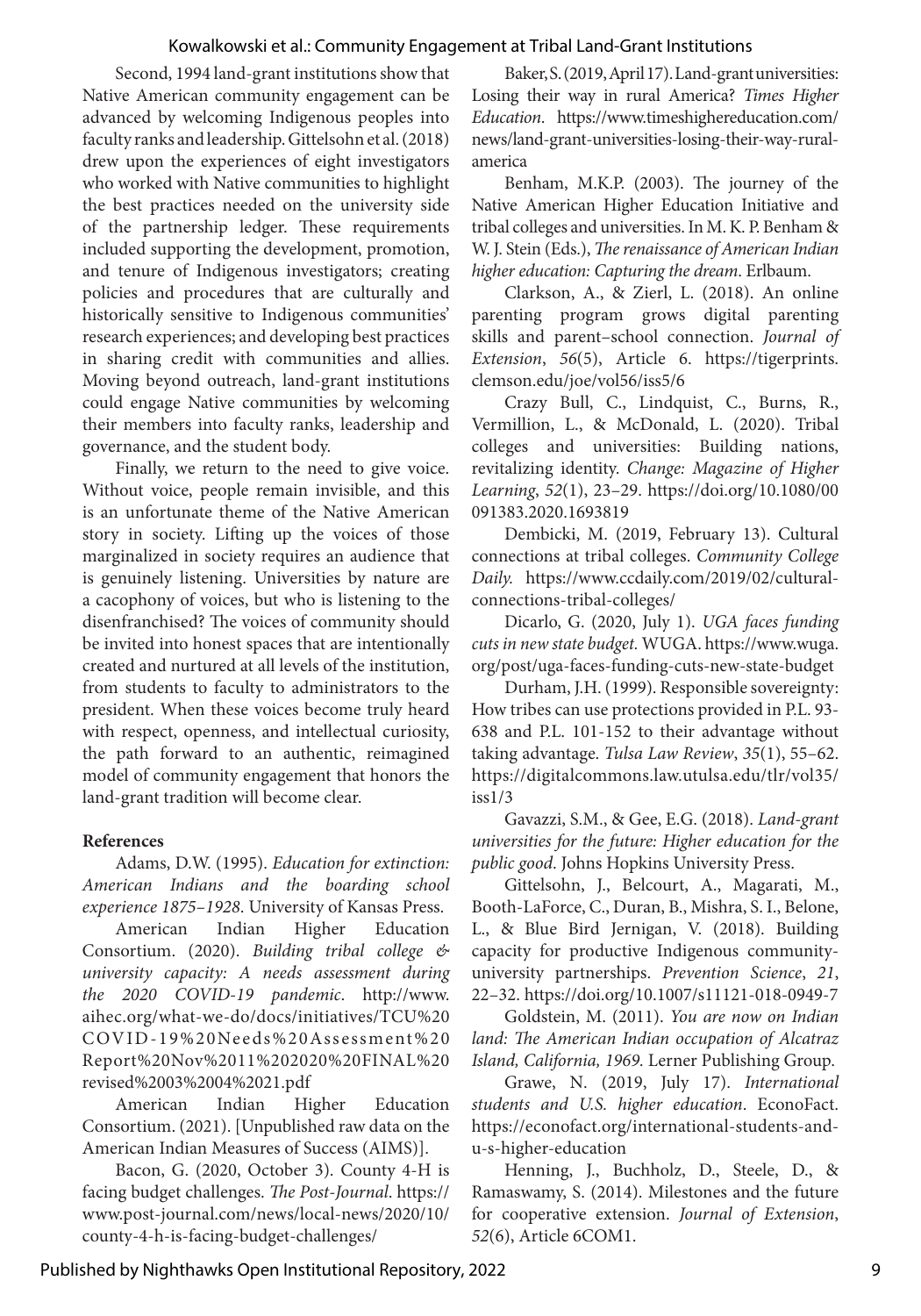Second, 1994 land-grant institutions show that Native American community engagement can be advanced by welcoming Indigenous peoples into faculty ranks and leadership. Gittelsohn et al. (2018) drew upon the experiences of eight investigators who worked with Native communities to highlight the best practices needed on the university side of the partnership ledger. These requirements included supporting the development, promotion, and tenure of Indigenous investigators; creating policies and procedures that are culturally and historically sensitive to Indigenous communities' research experiences; and developing best practices in sharing credit with communities and allies. Moving beyond outreach, land-grant institutions could engage Native communities by welcoming their members into faculty ranks, leadership and governance, and the student body.

Finally, we return to the need to give voice. Without voice, people remain invisible, and this is an unfortunate theme of the Native American story in society. Lifting up the voices of those marginalized in society requires an audience that is genuinely listening. Universities by nature are a cacophony of voices, but who is listening to the disenfranchised? The voices of community should be invited into honest spaces that are intentionally created and nurtured at all levels of the institution, from students to faculty to administrators to the president. When these voices become truly heard with respect, openness, and intellectual curiosity, the path forward to an authentic, reimagined model of community engagement that honors the land-grant tradition will become clear.

**References**

Adams, D.W. (1995). *Education for extinction: American Indians and the boarding school experience 1875–1928*. University of Kansas Press.

American Indian Higher Education Consortium. (2020). *Building tribal college & university capacity: A needs assessment during the 2020 COVID-19 pandemic*. http://www.aihec.org/what-we-do/docs/initiatives/TCU%20COVID-19%20Needs%20Assessment%20Report%20Nov%2011%202020%20FINAL%20revised%2003%2004%2021.pdf

American Indian Higher Education Consortium. (2021). [Unpublished raw data on the American Indian Measures of Success (AIMS)].

Bacon, G. (2020, October 3). County 4-H is facing budget challenges. *The Post-Journal*. https://www.post-journal.com/news/local-news/2020/10/county-4-h-is-facing-budget-challenges/

Baker, S. (2019, April 17). Land-grant universities: Losing their way in rural America? *Times Higher Education*. https://www.timeshighereducation.com/news/land-grant-universities-losing-their-way-rural-america

Benham, M.K.P. (2003). The journey of the Native American Higher Education Initiative and tribal colleges and universities. In M. K. P. Benham & W. J. Stein (Eds.), *The renaissance of American Indian higher education: Capturing the dream*. Erlbaum.

Clarkson, A., & Zierl, L. (2018). An online parenting program grows digital parenting skills and parent–school connection. *Journal of Extension*, *56*(5), Article 6. https://tigerprints.clemson.edu/joe/vol56/iss5/6

Crazy Bull, C., Lindquist, C., Burns, R., Vermillion, L., & McDonald, L. (2020). Tribal colleges and universities: Building nations, revitalizing identity. *Change: Magazine of Higher Learning*, *52*(1), 23–29. https://doi.org/10.1080/00091383.2020.1693819

Dembicki, M. (2019, February 13). Cultural connections at tribal colleges. *Community College Daily.* https://www.ccdaily.com/2019/02/cultural-connections-tribal-colleges/

Dicarlo, G. (2020, July 1). *UGA faces funding cuts in new state budget.* WUGA. https://www.wuga.org/post/uga-faces-funding-cuts-new-state-budget

Durham, J.H. (1999). Responsible sovereignty: How tribes can use protections provided in P.L. 93-638 and P.L. 101-152 to their advantage without taking advantage. *Tulsa Law Review*, *35*(1), 55–62. https://digitalcommons.law.utulsa.edu/tlr/vol35/iss1/3

Gavazzi, S.M., & Gee, E.G. (2018). *Land-grant universities for the future: Higher education for the public good*. Johns Hopkins University Press.

Gittelsohn, J., Belcourt, A., Magarati, M., Booth-LaForce, C., Duran, B., Mishra, S. I., Belone, L., & Blue Bird Jernigan, V. (2018). Building capacity for productive Indigenous community-university partnerships. *Prevention Science*, *21*, 22–32. https://doi.org/10.1007/s11121-018-0949-7

Goldstein, M. (2011). *You are now on Indian land: The American Indian occupation of Alcatraz Island, California, 1969.* Lerner Publishing Group.

Grawe, N. (2019, July 17). *International students and U.S. higher education*. EconoFact. https://econofact.org/international-students-and-u-s-higher-education

Henning, J., Buchholz, D., Steele, D., & Ramaswamy, S. (2014). Milestones and the future for cooperative extension. *Journal of Extension*, *52*(6), Article 6COM1.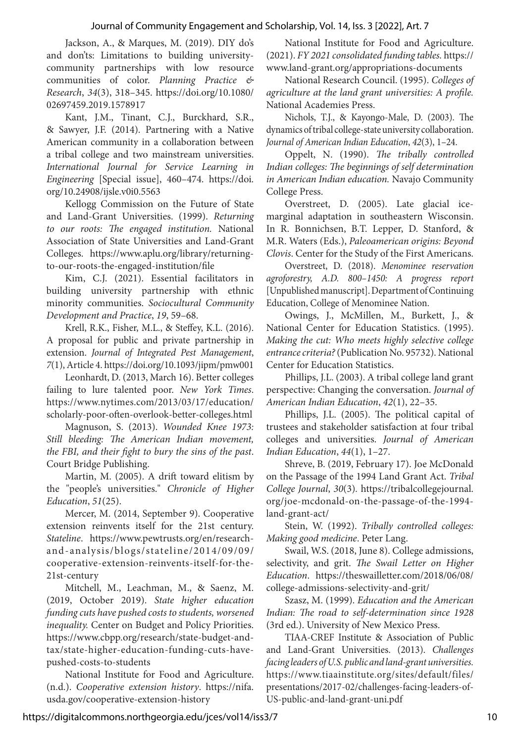Jackson, A., & Marques, M. (2019). DIY do's and don'ts: Limitations to building university-community partnerships with low resource communities of color. *Planning Practice & Research*, *34*(3), 318–345. https://doi.org/10.1080/02697459.2019.1578917

Kant, J.M., Tinant, C.J., Burckhard, S.R., & Sawyer, J.F. (2014). Partnering with a Native American community in a collaboration between a tribal college and two mainstream universities. *International Journal for Service Learning in Engineering* [Special issue], 460–474. https://doi.org/10.24908/ijsle.v0i0.5563

Kellogg Commission on the Future of State and Land-Grant Universities. (1999). *Returning to our roots: The engaged institution.* National Association of State Universities and Land-Grant Colleges. https://www.aplu.org/library/returning-to-our-roots-the-engaged-institution/file

Kim, C.J. (2021). Essential facilitators in building university partnership with ethnic minority communities. *Sociocultural Community Development and Practice*, *19*, 59–68.

Krell, R.K., Fisher, M.L., & Steffey, K.L. (2016). A proposal for public and private partnership in extension. *Journal of Integrated Pest Management*, *7*(1), Article 4. https://doi.org/10.1093/jipm/pmw001

Leonhardt, D. (2013, March 16). Better colleges failing to lure talented poor. *New York Times*. https://www.nytimes.com/2013/03/17/education/scholarly-poor-often-overlook-better-colleges.html

Magnuson, S. (2013). *Wounded Knee 1973: Still bleeding: The American Indian movement, the FBI, and their fight to bury the sins of the past*. Court Bridge Publishing.

Martin, M. (2005). A drift toward elitism by the "people's universities." *Chronicle of Higher Education*, *51*(25).

Mercer, M. (2014, September 9). Cooperative extension reinvents itself for the 21st century. *Stateline*. https://www.pewtrusts.org/en/research-and-analysis/blogs/stateline/2014/09/09/cooperative-extension-reinvents-itself-for-the-21st-century

Mitchell, M., Leachman, M., & Saenz, M. (2019, October 2019). *State higher education funding cuts have pushed costs to students, worsened inequality.* Center on Budget and Policy Priorities. https://www.cbpp.org/research/state-budget-and-tax/state-higher-education-funding-cuts-have-pushed-costs-to-students

National Institute for Food and Agriculture. (n.d.). *Cooperative extension history*. https://nifa.usda.gov/cooperative-extension-history

National Institute for Food and Agriculture. (2021). *FY 2021 consolidated funding tables.* https://www.land-grant.org/appropriations-documents

National Research Council. (1995). *Colleges of agriculture at the land grant universities: A profile.* National Academies Press.

Nichols, T.J., & Kayongo-Male, D. (2003). The dynamics of tribal college-state university collaboration. *Journal of American Indian Education*, *42*(3), 1–24.

Oppelt, N. (1990). *The tribally controlled Indian colleges: The beginnings of self determination in American Indian education.* Navajo Community College Press.

Overstreet, D. (2005). Late glacial ice-marginal adaptation in southeastern Wisconsin. In R. Bonnichsen, B.T. Lepper, D. Stanford, & M.R. Waters (Eds.), *Paleoamerican origins: Beyond Clovis*. Center for the Study of the First Americans.

Overstreet, D. (2018). *Menominee reservation agroforestry, A.D. 800–1450: A progress report* [Unpublished manuscript]. Department of Continuing Education, College of Menominee Nation.

Owings, J., McMillen, M., Burkett, J., & National Center for Education Statistics. (1995). *Making the cut: Who meets highly selective college entrance criteria?* (Publication No. 95732). National Center for Education Statistics.

Phillips, J.L. (2003). A tribal college land grant perspective: Changing the conversation. *Journal of American Indian Education*, *42*(1), 22–35.

Phillips, J.L. (2005). The political capital of trustees and stakeholder satisfaction at four tribal colleges and universities. *Journal of American Indian Education*, *44*(1), 1–27.

Shreve, B. (2019, February 17). Joe McDonald on the Passage of the 1994 Land Grant Act. *Tribal College Journal*, *30*(3). https://tribalcollegejournal.org/joe-mcdonald-on-the-passage-of-the-1994-land-grant-act/

Stein, W. (1992). *Tribally controlled colleges: Making good medicine*. Peter Lang.

Swail, W.S. (2018, June 8). College admissions, selectivity, and grit. *The Swail Letter on Higher Education*. https://theswailletter.com/2018/06/08/college-admissions-selectivity-and-grit/

Szasz, M. (1999). *Education and the American Indian: The road to self-determination since 1928* (3rd ed.). University of New Mexico Press.

TIAA-CREF Institute & Association of Public and Land-Grant Universities. (2013). *Challenges facing leaders of U.S. public and land-grant universities.* https://www.tiaainstitute.org/sites/default/files/presentations/2017-02/challenges-facing-leaders-of-US-public-and-land-grant-uni.pdf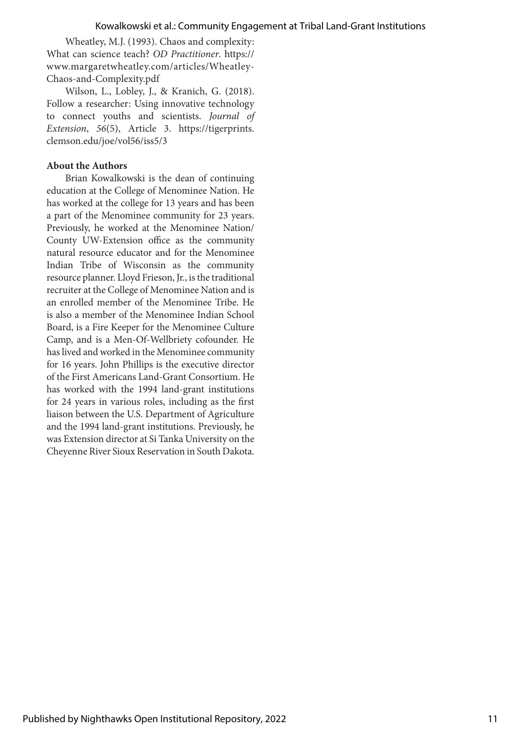Wheatley, M.J. (1993). Chaos and complexity: What can science teach? *OD Practitioner*. https://www.margaretwheatley.com/articles/Wheatley-Chaos-and-Complexity.pdf

Wilson, L., Lobley, J., & Kranich, G. (2018). Follow a researcher: Using innovative technology to connect youths and scientists. *Journal of Extension*, *56*(5), Article 3. https://tigerprints.clemson.edu/joe/vol56/iss5/3

**About the Authors**

Brian Kowalkowski is the dean of continuing education at the College of Menominee Nation. He has worked at the college for 13 years and has been a part of the Menominee community for 23 years. Previously, he worked at the Menominee Nation/County UW-Extension office as the community natural resource educator and for the Menominee Indian Tribe of Wisconsin as the community resource planner. Lloyd Frieson, Jr., is the traditional recruiter at the College of Menominee Nation and is an enrolled member of the Menominee Tribe. He is also a member of the Menominee Indian School Board, is a Fire Keeper for the Menominee Culture Camp, and is a Men-Of-Wellbriety cofounder. He has lived and worked in the Menominee community for 16 years. John Phillips is the executive director of the First Americans Land-Grant Consortium. He has worked with the 1994 land-grant institutions for 24 years in various roles, including as the first liaison between the U.S. Department of Agriculture and the 1994 land-grant institutions. Previously, he was Extension director at Si Tanka University on the Cheyenne River Sioux Reservation in South Dakota.